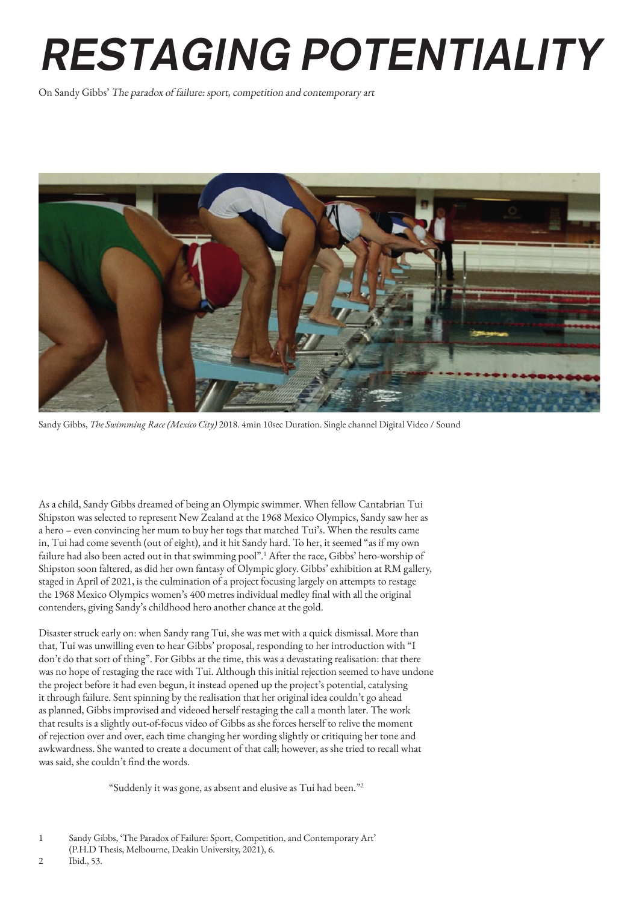# *RESTAGING POTENTIALITY*

On Sandy Gibbs' *The paradox of failure: sport, competition and contemporary art*

Sandy Gibbs, *The Swimming Race (Mexico City)* 2018. 4min 10sec Duration. Single channel Digital Video / Sound

As a child, Sandy Gibbs dreamed of being an Olympic swimmer. When fellow Cantabrian Tui Shipston was selected to represent New Zealand at the 1968 Mexico Olympics, Sandy saw her as a hero – even convincing her mum to buy her togs that matched Tui's. When the results came in, Tui had come seventh (out of eight), and it hit Sandy hard. To her, it seemed "as if my own failure had also been acted out in that swimming pool".[1] After the race, Gibbs' hero-worship of Shipston soon faltered, as did her own fantasy of Olympic glory. Gibbs' exhibition at RM gallery, staged in April of 2021, is the culmination of a project focusing largely on attempts to restage the 1968 Mexico Olympics women's 400 metres individual medley final with all the original contenders, giving Sandy's childhood hero another chance at the gold.

Disaster struck early on: when Sandy rang Tui, she was met with a quick dismissal. More than that, Tui was unwilling even to hear Gibbs' proposal, responding to her introduction with "I don't do that sort of thing". For Gibbs at the time, this was a devastating realisation: that there was no hope of restaging the race with Tui. Although this initial rejection seemed to have undone the project before it had even begun, it instead opened up the project's potential, catalysing it through failure. Sent spinning by the realisation that her original idea couldn't go ahead as planned, Gibbs improvised and videoed herself restaging the call a month later. The work that results is a slightly out-of-focus video of Gibbs as she forces herself to relive the moment of rejection over and over, each time changing her wording slightly or critiquing her tone and awkwardness. She wanted to create a document of that call; however, as she tried to recall what was said, she couldn't find the words.

> "Suddenly it was gone, as absent and elusive as Tui had been."[2]

1 Sandy Gibbs, 'The Paradox of Failure: Sport, Competition, and Contemporary Art' (P.H.D Thesis, Melbourne, Deakin University, 2021), 6.

2 Ibid., 53.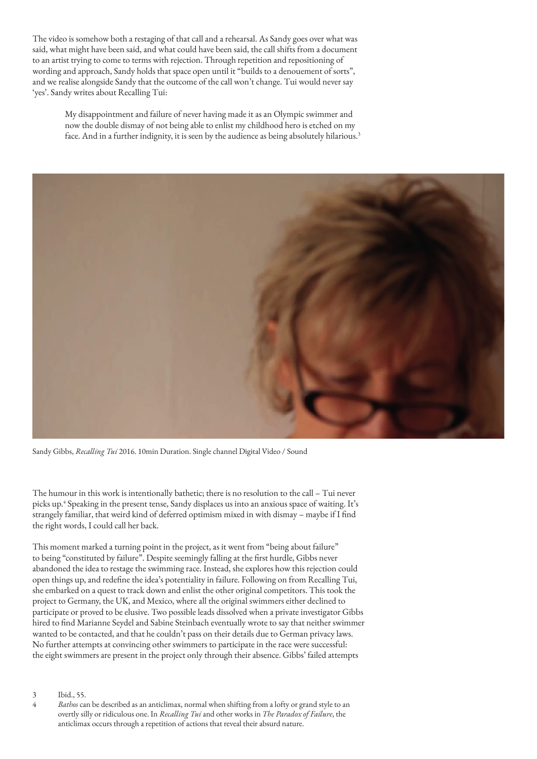The video is somehow both a restaging of that call and a rehearsal. As Sandy goes over what was said, what might have been said, and what could have been said, the call shifts from a document to an artist trying to come to terms with rejection. Through repetition and repositioning of wording and approach, Sandy holds that space open until it "builds to a denouement of sorts", and we realise alongside Sandy that the outcome of the call won't change. Tui would never say 'yes'. Sandy writes about Recalling Tui:

> My disappointment and failure of never having made it as an Olympic swimmer and now the double dismay of not being able to enlist my childhood hero is etched on my face. And in a further indignity, it is seen by the audience as being absolutely hilarious.[3]

Sandy Gibbs, *Recalling Tui* 2016. 10min Duration. Single channel Digital Video / Sound

The humour in this work is intentionally bathetic; there is no resolution to the call – Tui never picks up.[4] Speaking in the present tense, Sandy displaces us into an anxious space of waiting. It's strangely familiar, that weird kind of deferred optimism mixed in with dismay – maybe if I find the right words, I could call her back.

This moment marked a turning point in the project, as it went from "being about failure" to being "constituted by failure". Despite seemingly falling at the first hurdle, Gibbs never abandoned the idea to restage the swimming race. Instead, she explores how this rejection could open things up, and redefine the idea's potentiality in failure. Following on from Recalling Tui, she embarked on a quest to track down and enlist the other original competitors. This took the project to Germany, the UK, and Mexico, where all the original swimmers either declined to participate or proved to be elusive. Two possible leads dissolved when a private investigator Gibbs hired to find Marianne Seydel and Sabine Steinbach eventually wrote to say that neither swimmer wanted to be contacted, and that he couldn't pass on their details due to German privacy laws. No further attempts at convincing other swimmers to participate in the race were successful: the eight swimmers are present in the project only through their absence. Gibbs' failed attempts

3 Ibid., 55.

4 *Bathos* can be described as an anticlimax, normal when shifting from a lofty or grand style to an overtly silly or ridiculous one. In *Recalling Tui* and other works in *The Paradox of Failure*, the anticlimax occurs through a repetition of actions that reveal their absurd nature.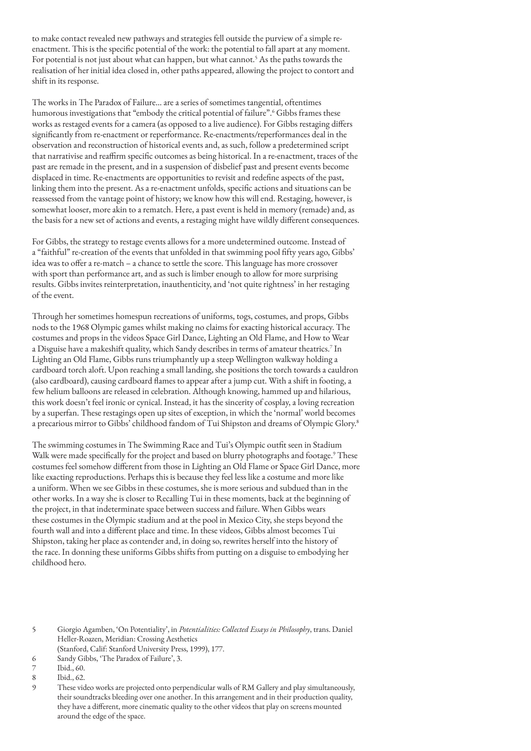to make contact revealed new pathways and strategies fell outside the purview of a simple re-enactment. This is the specific potential of the work: the potential to fall apart at any moment. For potential is not just about what can happen, but what cannot.[5] As the paths towards the realisation of her initial idea closed in, other paths appeared, allowing the project to contort and shift in its response.

The works in The Paradox of Failure... are a series of sometimes tangential, oftentimes humorous investigations that "embody the critical potential of failure".[6] Gibbs frames these works as restaged events for a camera (as opposed to a live audience). For Gibbs restaging differs significantly from re-enactment or reperformance. Re-enactments/reperformances deal in the observation and reconstruction of historical events and, as such, follow a predetermined script that narrativise and reaffirm specific outcomes as being historical. In a re-enactment, traces of the past are remade in the present, and in a suspension of disbelief past and present events become displaced in time. Re-enactments are opportunities to revisit and redefine aspects of the past, linking them into the present. As a re-enactment unfolds, specific actions and situations can be reassessed from the vantage point of history; we know how this will end. Restaging, however, is somewhat looser, more akin to a rematch. Here, a past event is held in memory (remade) and, as the basis for a new set of actions and events, a restaging might have wildly different consequences.

For Gibbs, the strategy to restage events allows for a more undetermined outcome. Instead of a "faithful" re-creation of the events that unfolded in that swimming pool fifty years ago, Gibbs' idea was to offer a re-match – a chance to settle the score. This language has more crossover with sport than performance art, and as such is limber enough to allow for more surprising results. Gibbs invites reinterpretation, inauthenticity, and 'not quite rightness' in her restaging of the event.

Through her sometimes homespun recreations of uniforms, togs, costumes, and props, Gibbs nods to the 1968 Olympic games whilst making no claims for exacting historical accuracy. The costumes and props in the videos Space Girl Dance, Lighting an Old Flame, and How to Wear a Disguise have a makeshift quality, which Sandy describes in terms of amateur theatrics.[7] In Lighting an Old Flame, Gibbs runs triumphantly up a steep Wellington walkway holding a cardboard torch aloft. Upon reaching a small landing, she positions the torch towards a cauldron (also cardboard), causing cardboard flames to appear after a jump cut. With a shift in footing, a few helium balloons are released in celebration. Although knowing, hammed up and hilarious, this work doesn't feel ironic or cynical. Instead, it has the sincerity of cosplay, a loving recreation by a superfan. These restagings open up sites of exception, in which the 'normal' world becomes a precarious mirror to Gibbs' childhood fandom of Tui Shipston and dreams of Olympic Glory.[8]

The swimming costumes in The Swimming Race and Tui's Olympic outfit seen in Stadium Walk were made specifically for the project and based on blurry photographs and footage.[9] These costumes feel somehow different from those in Lighting an Old Flame or Space Girl Dance, more like exacting reproductions. Perhaps this is because they feel less like a costume and more like a uniform. When we see Gibbs in these costumes, she is more serious and subdued than in the other works. In a way she is closer to Recalling Tui in these moments, back at the beginning of the project, in that indeterminate space between success and failure. When Gibbs wears these costumes in the Olympic stadium and at the pool in Mexico City, she steps beyond the fourth wall and into a different place and time. In these videos, Gibbs almost becomes Tui Shipston, taking her place as contender and, in doing so, rewrites herself into the history of the race. In donning these uniforms Gibbs shifts from putting on a disguise to embodying her childhood hero.

5 Giorgio Agamben, 'On Potentiality', in *Potentialities: Collected Essays in Philosophy*, trans. Daniel Heller-Roazen, Meridian: Crossing Aesthetics (Stanford, Calif: Stanford University Press, 1999), 177.

6 Sandy Gibbs, 'The Paradox of Failure', 3.

7 Ibid., 60.

8 Ibid., 62.

9 These video works are projected onto perpendicular walls of RM Gallery and play simultaneously, their soundtracks bleeding over one another. In this arrangement and in their production quality, they have a different, more cinematic quality to the other videos that play on screens mounted around the edge of the space.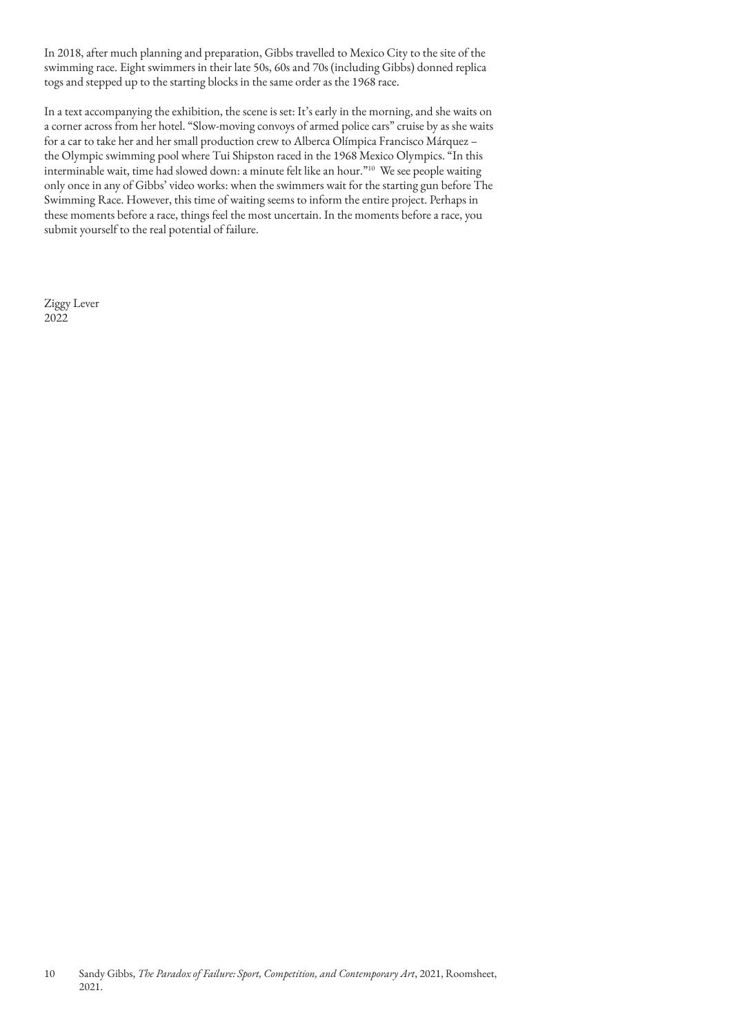In 2018, after much planning and preparation, Gibbs travelled to Mexico City to the site of the swimming race. Eight swimmers in their late 50s, 60s and 70s (including Gibbs) donned replica togs and stepped up to the starting blocks in the same order as the 1968 race.

In a text accompanying the exhibition, the scene is set: It's early in the morning, and she waits on a corner across from her hotel. "Slow-moving convoys of armed police cars" cruise by as she waits for a car to take her and her small production crew to Alberca Olímpica Francisco Márquez – the Olympic swimming pool where Tui Shipston raced in the 1968 Mexico Olympics. "In this interminable wait, time had slowed down: a minute felt like an hour."[10] We see people waiting only once in any of Gibbs' video works: when the swimmers wait for the starting gun before The Swimming Race. However, this time of waiting seems to inform the entire project. Perhaps in these moments before a race, things feel the most uncertain. In the moments before a race, you submit yourself to the real potential of failure.

Ziggy Lever
2022

10 Sandy Gibbs, *The Paradox of Failure: Sport, Competition, and Contemporary Art*, 2021, Roomsheet, 2021.